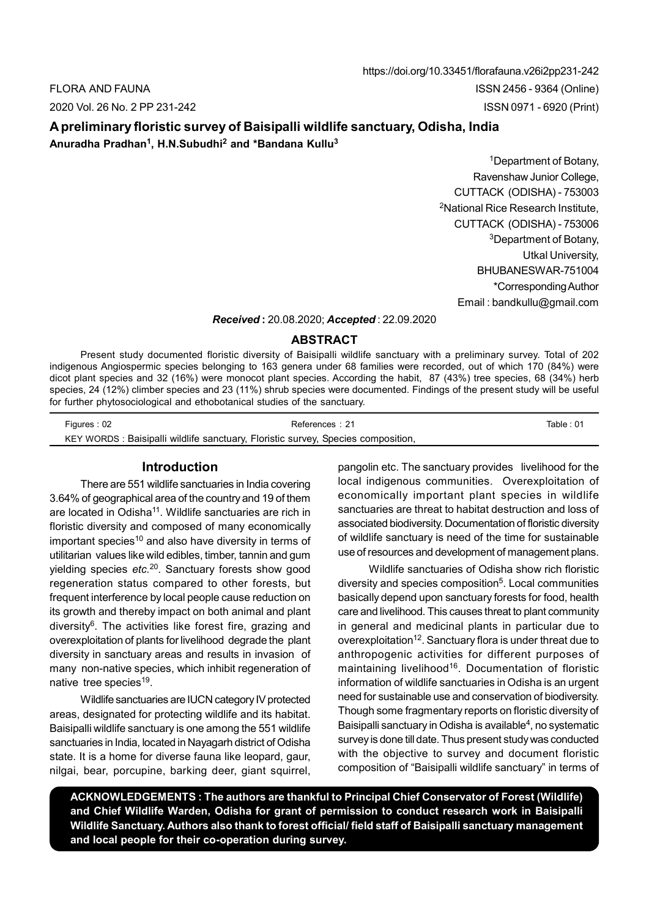https://doi.org/10.33451/florafauna.v26i2pp231-242

FLORA AND FAUNA
2020 Vol. 26 No. 2 PP 231-242

ISSN 2456 - 9364 (Online)
ISSN 0971 - 6920 (Print)

# A preliminary floristic survey of Baisipalli wildlife sanctuary, Odisha, India

**Anuradha Pradhan[1], H.N.Subudhi[2] and *Bandana Kullu[3]**

[1]Department of Botany,
Ravenshaw Junior College,
CUTTACK (ODISHA) - 753003

[2]National Rice Research Institute,
CUTTACK (ODISHA) - 753006

[3]Department of Botany,
Utkal University,
BHUBANESWAR-751004

*Corresponding Author
Email : bandkullu@gmail.com

***Received*** **:** 20.08.2020; ***Accepted*** : 22.09.2020

## ABSTRACT

Present study documented floristic diversity of Baisipalli wildlife sanctuary with a preliminary survey. Total of 202 indigenous Angiospermic species belonging to 163 genera under 68 families were recorded, out of which 170 (84%) were dicot plant species and 32 (16%) were monocot plant species. According the habit, 87 (43%) tree species, 68 (34%) herb species, 24 (12%) climber species and 23 (11%) shrub species were documented. Findings of the present study will be useful for further phytosociological and ethobotanical studies of the sanctuary.

| Figures : 02 | References : 21 | Table : 01 |
|---|---|---|

KEY WORDS : Baisipalli wildlife sanctuary, Floristic survey, Species composition,

## Introduction

There are 551 wildlife sanctuaries in India covering 3.64% of geographical area of the country and 19 of them are located in Odisha[11]. Wildlife sanctuaries are rich in floristic diversity and composed of many economically important species[10] and also have diversity in terms of utilitarian values like wild edibles, timber, tannin and gum yielding species *etc.*[20]. Sanctuary forests show good regeneration status compared to other forests, but frequent interference by local people cause reduction on its growth and thereby impact on both animal and plant diversity[6]. The activities like forest fire, grazing and overexploitation of plants for livelihood degrade the plant diversity in sanctuary areas and results in invasion of many non-native species, which inhibit regeneration of native tree species[19].

Wildlife sanctuaries are IUCN category IV protected areas, designated for protecting wildlife and its habitat. Baisipalli wildlife sanctuary is one among the 551 wildlife sanctuaries in India, located in Nayagarh district of Odisha state. It is a home for diverse fauna like leopard, gaur, nilgai, bear, porcupine, barking deer, giant squirrel, pangolin etc. The sanctuary provides livelihood for the local indigenous communities. Overexploitation of economically important plant species in wildlife sanctuaries are threat to habitat destruction and loss of associated biodiversity. Documentation of floristic diversity of wildlife sanctuary is need of the time for sustainable use of resources and development of management plans.

Wildlife sanctuaries of Odisha show rich floristic diversity and species composition[5]. Local communities basically depend upon sanctuary forests for food, health care and livelihood. This causes threat to plant community in general and medicinal plants in particular due to overexploitation[12]. Sanctuary flora is under threat due to anthropogenic activities for different purposes of maintaining livelihood[16]. Documentation of floristic information of wildlife sanctuaries in Odisha is an urgent need for sustainable use and conservation of biodiversity. Though some fragmentary reports on floristic diversity of Baisipalli sanctuary in Odisha is available[4], no systematic survey is done till date. Thus present study was conducted with the objective to survey and document floristic composition of "Baisipalli wildlife sanctuary" in terms of

**ACKNOWLEDGEMENTS : The authors are thankful to Principal Chief Conservator of Forest (Wildlife) and Chief Wildlife Warden, Odisha for grant of permission to conduct research work in Baisipalli Wildlife Sanctuary. Authors also thank to forest official/ field staff of Baisipalli sanctuary management and local people for their co-operation during survey.**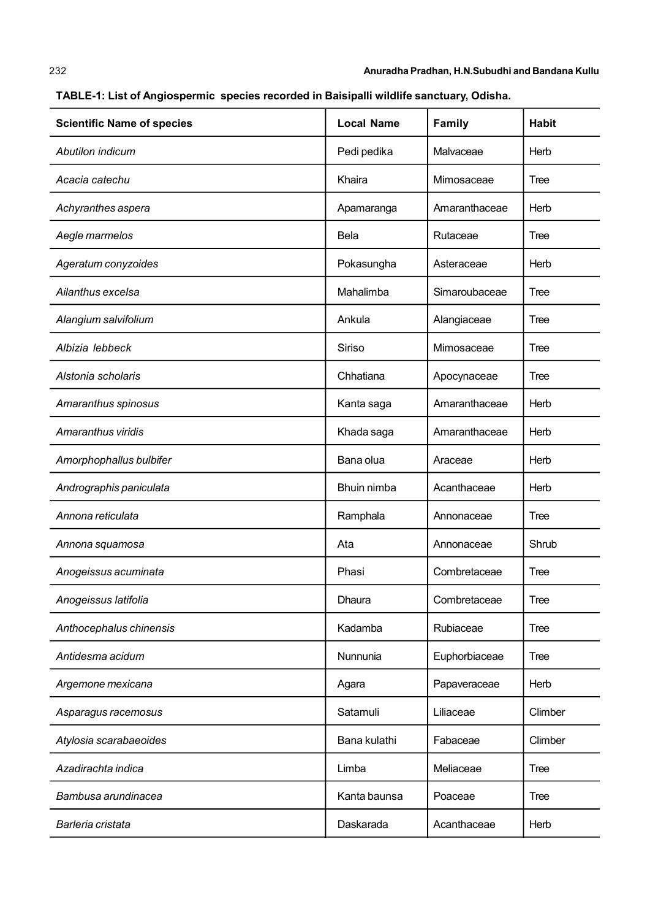**TABLE-1: List of Angiospermic species recorded in Baisipalli wildlife sanctuary, Odisha.**

| Scientific Name of species | Local Name | Family | Habit |
|---|---|---|---|
| *Abutilon indicum* | Pedi pedika | Malvaceae | Herb |
| *Acacia catechu* | Khaira | Mimosaceae | Tree |
| *Achyranthes aspera* | Apamaranga | Amaranthaceae | Herb |
| *Aegle marmelos* | Bela | Rutaceae | Tree |
| *Ageratum conyzoides* | Pokasungha | Asteraceae | Herb |
| *Ailanthus excelsa* | Mahalimba | Simaroubaceae | Tree |
| *Alangium salvifolium* | Ankula | Alangiaceae | Tree |
| *Albizia lebbeck* | Siriso | Mimosaceae | Tree |
| *Alstonia scholaris* | Chhatiana | Apocynaceae | Tree |
| *Amaranthus spinosus* | Kanta saga | Amaranthaceae | Herb |
| *Amaranthus viridis* | Khada saga | Amaranthaceae | Herb |
| *Amorphophallus bulbifer* | Bana olua | Araceae | Herb |
| *Andrographis paniculata* | Bhuin nimba | Acanthaceae | Herb |
| *Annona reticulata* | Ramphala | Annonaceae | Tree |
| *Annona squamosa* | Ata | Annonaceae | Shrub |
| *Anogeissus acuminata* | Phasi | Combretaceae | Tree |
| *Anogeissus latifolia* | Dhaura | Combretaceae | Tree |
| *Anthocephalus chinensis* | Kadamba | Rubiaceae | Tree |
| *Antidesma acidum* | Nunnunia | Euphorbiaceae | Tree |
| *Argemone mexicana* | Agara | Papaveraceae | Herb |
| *Asparagus racemosus* | Satamuli | Liliaceae | Climber |
| *Atylosia scarabaeoides* | Bana kulathi | Fabaceae | Climber |
| *Azadirachta indica* | Limba | Meliaceae | Tree |
| *Bambusa arundinacea* | Kanta baunsa | Poaceae | Tree |
| *Barleria cristata* | Daskarada | Acanthaceae | Herb |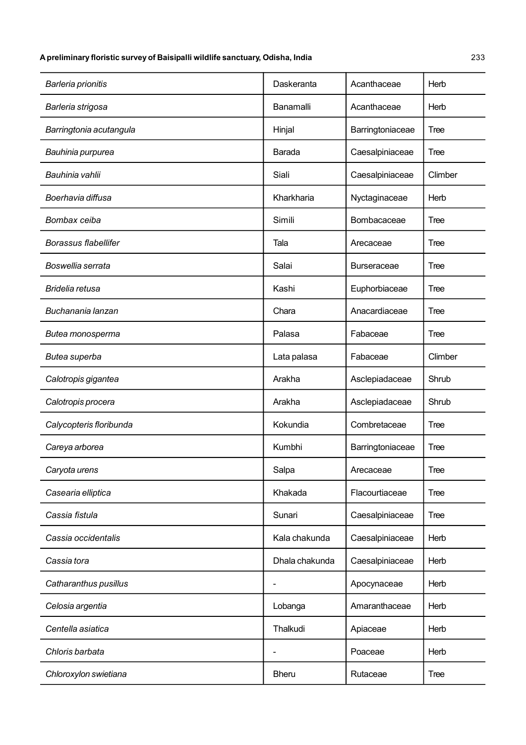| *Barleria prionitis* | Daskeranta | Acanthaceae | Herb |
|---|---|---|---|
| *Barleria strigosa* | Banamalli | Acanthaceae | Herb |
| *Barringtonia acutangula* | Hinjal | Barringtoniaceae | Tree |
| *Bauhinia purpurea* | Barada | Caesalpiniaceae | Tree |
| *Bauhinia vahlii* | Siali | Caesalpiniaceae | Climber |
| *Boerhavia diffusa* | Kharkharia | Nyctaginaceae | Herb |
| *Bombax ceiba* | Simili | Bombacaceae | Tree |
| *Borassus flabellifer* | Tala | Arecaceae | Tree |
| *Boswellia serrata* | Salai | Burseraceae | Tree |
| *Bridelia retusa* | Kashi | Euphorbiaceae | Tree |
| *Buchanania lanzan* | Chara | Anacardiaceae | Tree |
| *Butea monosperma* | Palasa | Fabaceae | Tree |
| *Butea superba* | Lata palasa | Fabaceae | Climber |
| *Calotropis gigantea* | Arakha | Asclepiadaceae | Shrub |
| *Calotropis procera* | Arakha | Asclepiadaceae | Shrub |
| *Calycopteris floribunda* | Kokundia | Combretaceae | Tree |
| *Careya arborea* | Kumbhi | Barringtoniaceae | Tree |
| *Caryota urens* | Salpa | Arecaceae | Tree |
| *Casearia elliptica* | Khakada | Flacourtiaceae | Tree |
| *Cassia fistula* | Sunari | Caesalpiniaceae | Tree |
| *Cassia occidentalis* | Kala chakunda | Caesalpiniaceae | Herb |
| *Cassia tora* | Dhala chakunda | Caesalpiniaceae | Herb |
| *Catharanthus pusillus* | - | Apocynaceae | Herb |
| *Celosia argentia* | Lobanga | Amaranthaceae | Herb |
| *Centella asiatica* | Thalkudi | Apiaceae | Herb |
| *Chloris barbata* | - | Poaceae | Herb |
| *Chloroxylon swietiana* | Bheru | Rutaceae | Tree |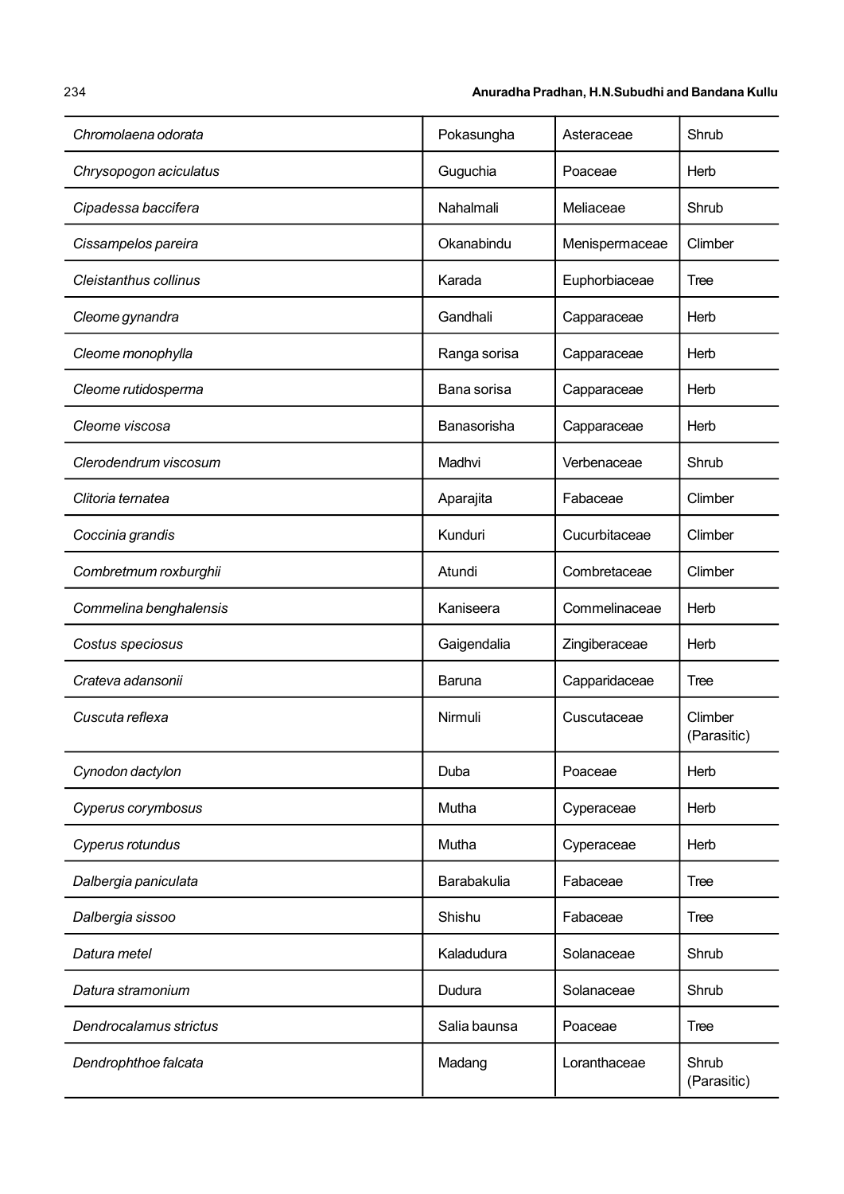| | | | |
|---|---|---|---|
| *Chromolaena odorata* | Pokasungha | Asteraceae | Shrub |
| *Chrysopogon aciculatus* | Guguchia | Poaceae | Herb |
| *Cipadessa baccifera* | Nahalmali | Meliaceae | Shrub |
| *Cissampelos pareira* | Okanabindu | Menispermaceae | Climber |
| *Cleistanthus collinus* | Karada | Euphorbiaceae | Tree |
| *Cleome gynandra* | Gandhali | Capparaceae | Herb |
| *Cleome monophylla* | Ranga sorisa | Capparaceae | Herb |
| *Cleome rutidosperma* | Bana sorisa | Capparaceae | Herb |
| *Cleome viscosa* | Banasorisha | Capparaceae | Herb |
| *Clerodendrum viscosum* | Madhvi | Verbenaceae | Shrub |
| *Clitoria ternatea* | Aparajita | Fabaceae | Climber |
| *Coccinia grandis* | Kunduri | Cucurbitaceae | Climber |
| *Combretmum roxburghii* | Atundi | Combretaceae | Climber |
| *Commelina benghalensis* | Kaniseera | Commelinaceae | Herb |
| *Costus speciosus* | Gaigendalia | Zingiberaceae | Herb |
| *Crateva adansonii* | Baruna | Capparidaceae | Tree |
| *Cuscuta reflexa* | Nirmuli | Cuscutaceae | Climber (Parasitic) |
| *Cynodon dactylon* | Duba | Poaceae | Herb |
| *Cyperus corymbosus* | Mutha | Cyperaceae | Herb |
| *Cyperus rotundus* | Mutha | Cyperaceae | Herb |
| *Dalbergia paniculata* | Barabakulia | Fabaceae | Tree |
| *Dalbergia sissoo* | Shishu | Fabaceae | Tree |
| *Datura metel* | Kaladudura | Solanaceae | Shrub |
| *Datura stramonium* | Dudura | Solanaceae | Shrub |
| *Dendrocalamus strictus* | Salia baunsa | Poaceae | Tree |
| *Dendrophthoe falcata* | Madang | Loranthaceae | Shrub (Parasitic) |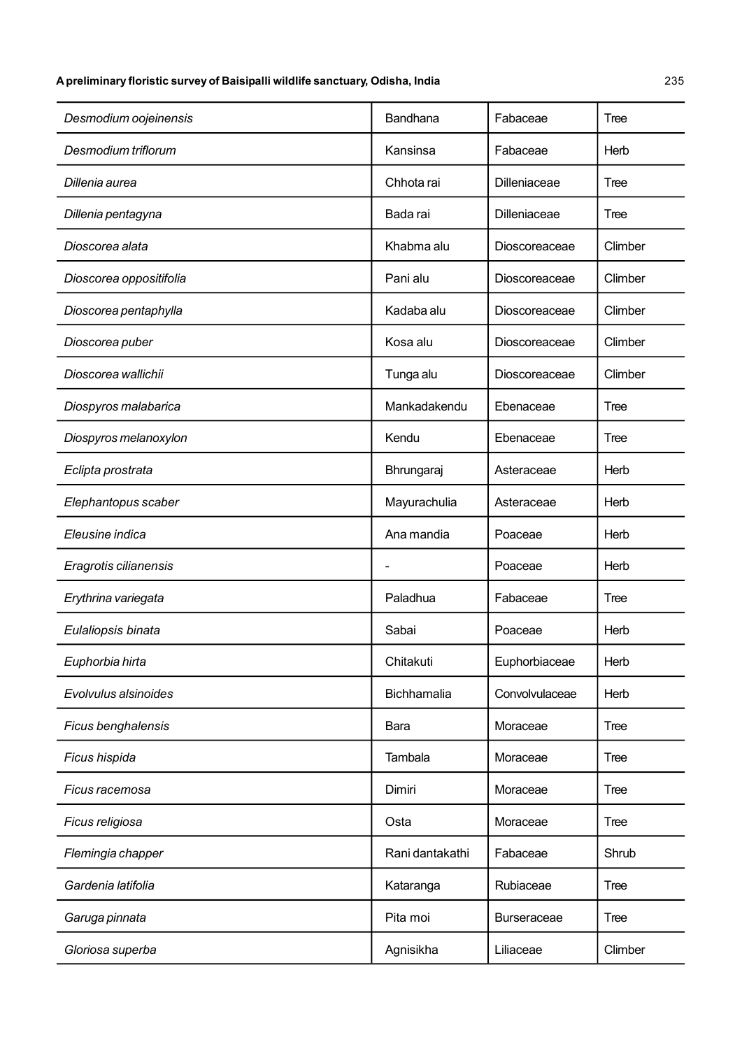| | | | |
|---|---|---|---|
| *Desmodium oojeinensis* | Bandhana | Fabaceae | Tree |
| *Desmodium triflorum* | Kansinsa | Fabaceae | Herb |
| *Dillenia aurea* | Chhota rai | Dilleniaceae | Tree |
| *Dillenia pentagyna* | Bada rai | Dilleniaceae | Tree |
| *Dioscorea alata* | Khabma alu | Dioscoreaceae | Climber |
| *Dioscorea oppositifolia* | Pani alu | Dioscoreaceae | Climber |
| *Dioscorea pentaphylla* | Kadaba alu | Dioscoreaceae | Climber |
| *Dioscorea puber* | Kosa alu | Dioscoreaceae | Climber |
| *Dioscorea wallichii* | Tunga alu | Dioscoreaceae | Climber |
| *Diospyros malabarica* | Mankadakendu | Ebenaceae | Tree |
| *Diospyros melanoxylon* | Kendu | Ebenaceae | Tree |
| *Eclipta prostrata* | Bhrungaraj | Asteraceae | Herb |
| *Elephantopus scaber* | Mayurachulia | Asteraceae | Herb |
| *Eleusine indica* | Ana mandia | Poaceae | Herb |
| *Eragrotis cilianensis* | - | Poaceae | Herb |
| *Erythrina variegata* | Paladhua | Fabaceae | Tree |
| *Eulaliopsis binata* | Sabai | Poaceae | Herb |
| *Euphorbia hirta* | Chitakuti | Euphorbiaceae | Herb |
| *Evolvulus alsinoides* | Bichhamalia | Convolvulaceae | Herb |
| *Ficus benghalensis* | Bara | Moraceae | Tree |
| *Ficus hispida* | Tambala | Moraceae | Tree |
| *Ficus racemosa* | Dimiri | Moraceae | Tree |
| *Ficus religiosa* | Osta | Moraceae | Tree |
| *Flemingia chapper* | Rani dantakathi | Fabaceae | Shrub |
| *Gardenia latifolia* | Kataranga | Rubiaceae | Tree |
| *Garuga pinnata* | Pita moi | Burseraceae | Tree |
| *Gloriosa superba* | Agnisikha | Liliaceae | Climber |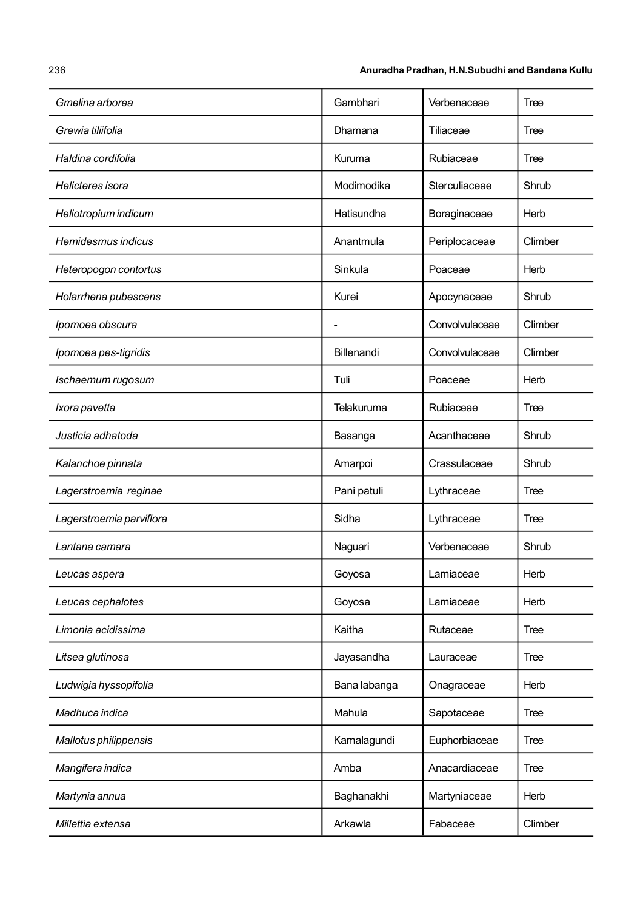| | | | |
|---|---|---|---|
| *Gmelina arborea* | Gambhari | Verbenaceae | Tree |
| *Grewia tiliifolia* | Dhamana | Tiliaceae | Tree |
| *Haldina cordifolia* | Kuruma | Rubiaceae | Tree |
| *Helicteres isora* | Modimodika | Sterculiaceae | Shrub |
| *Heliotropium indicum* | Hatisundha | Boraginaceae | Herb |
| *Hemidesmus indicus* | Anantmula | Periplocaceae | Climber |
| *Heteropogon contortus* | Sinkula | Poaceae | Herb |
| *Holarrhena pubescens* | Kurei | Apocynaceae | Shrub |
| *Ipomoea obscura* | - | Convolvulaceae | Climber |
| *Ipomoea pes-tigridis* | Billenandi | Convolvulaceae | Climber |
| *Ischaemum rugosum* | Tuli | Poaceae | Herb |
| *Ixora pavetta* | Telakuruma | Rubiaceae | Tree |
| *Justicia adhatoda* | Basanga | Acanthaceae | Shrub |
| *Kalanchoe pinnata* | Amarpoi | Crassulaceae | Shrub |
| *Lagerstroemia reginae* | Pani patuli | Lythraceae | Tree |
| *Lagerstroemia parviflora* | Sidha | Lythraceae | Tree |
| *Lantana camara* | Naguari | Verbenaceae | Shrub |
| *Leucas aspera* | Goyosa | Lamiaceae | Herb |
| *Leucas cephalotes* | Goyosa | Lamiaceae | Herb |
| *Limonia acidissima* | Kaitha | Rutaceae | Tree |
| *Litsea glutinosa* | Jayasandha | Lauraceae | Tree |
| *Ludwigia hyssopifolia* | Bana labanga | Onagraceae | Herb |
| *Madhuca indica* | Mahula | Sapotaceae | Tree |
| *Mallotus philippensis* | Kamalagundi | Euphorbiaceae | Tree |
| *Mangifera indica* | Amba | Anacardiaceae | Tree |
| *Martynia annua* | Baghanakhi | Martyniaceae | Herb |
| *Millettia extensa* | Arkawla | Fabaceae | Climber |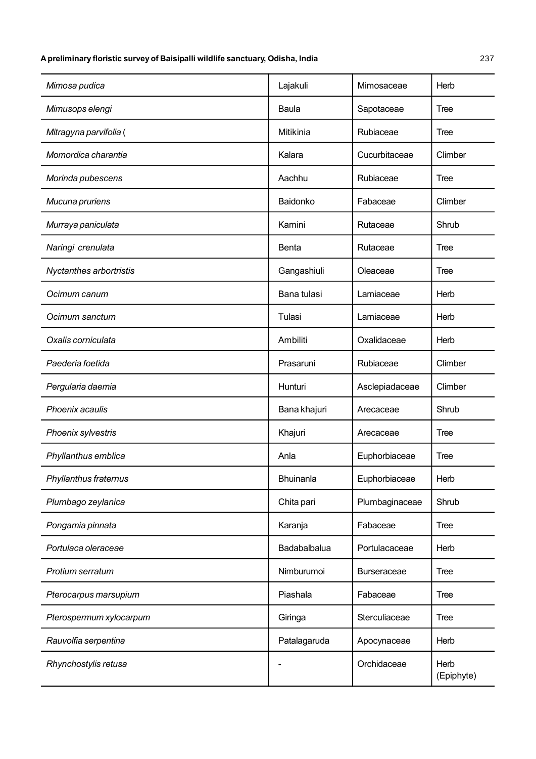| *Mimosa pudica* | Lajakuli | Mimosaceae | Herb |
|---|---|---|---|
| *Mimusops elengi* | Baula | Sapotaceae | Tree |
| *Mitragyna parvifolia* ( | Mitikinia | Rubiaceae | Tree |
| *Momordica charantia* | Kalara | Cucurbitaceae | Climber |
| *Morinda pubescens* | Aachhu | Rubiaceae | Tree |
| *Mucuna pruriens* | Baidonko | Fabaceae | Climber |
| *Murraya paniculata* | Kamini | Rutaceae | Shrub |
| *Naringi crenulata* | Benta | Rutaceae | Tree |
| *Nyctanthes arbortristis* | Gangashiuli | Oleaceae | Tree |
| *Ocimum canum* | Bana tulasi | Lamiaceae | Herb |
| *Ocimum sanctum* | Tulasi | Lamiaceae | Herb |
| *Oxalis corniculata* | Ambiliti | Oxalidaceae | Herb |
| *Paederia foetida* | Prasaruni | Rubiaceae | Climber |
| *Pergularia daemia* | Hunturi | Asclepiadaceae | Climber |
| *Phoenix acaulis* | Bana khajuri | Arecaceae | Shrub |
| *Phoenix sylvestris* | Khajuri | Arecaceae | Tree |
| *Phyllanthus emblica* | Anla | Euphorbiaceae | Tree |
| *Phyllanthus fraternus* | Bhuinanla | Euphorbiaceae | Herb |
| *Plumbago zeylanica* | Chita pari | Plumbaginaceae | Shrub |
| *Pongamia pinnata* | Karanja | Fabaceae | Tree |
| *Portulaca oleraceae* | Badabalbalua | Portulacaceae | Herb |
| *Protium serratum* | Nimburumoi | Burseraceae | Tree |
| *Pterocarpus marsupium* | Piashala | Fabaceae | Tree |
| *Pterospermum xylocarpum* | Giringa | Sterculiaceae | Tree |
| *Rauvolfia serpentina* | Patalagaruda | Apocynaceae | Herb |
| *Rhynchostylis retusa* | - | Orchidaceae | Herb (Epiphyte) |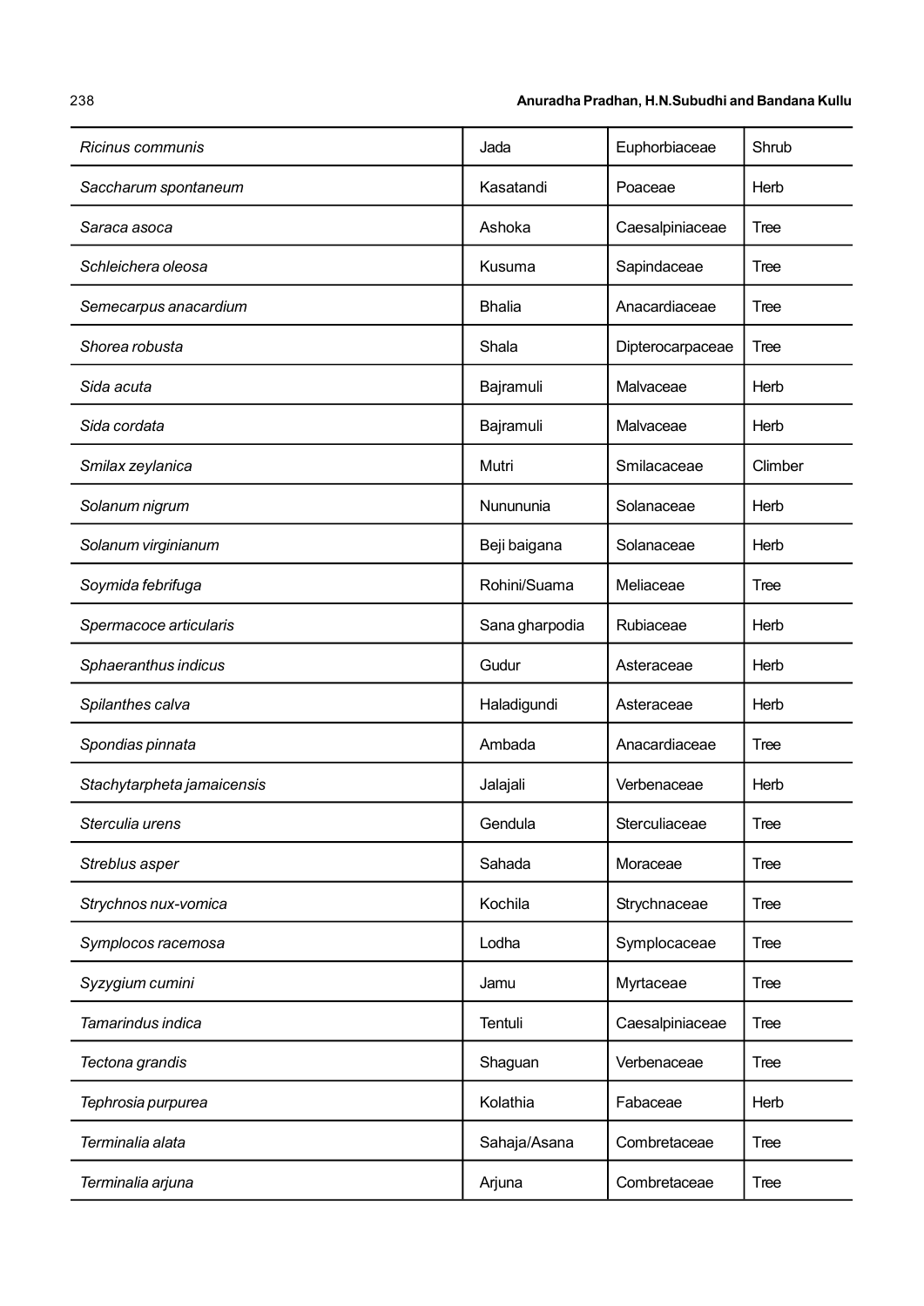| | | | |
|---|---|---|---|
| *Ricinus communis* | Jada | Euphorbiaceae | Shrub |
| *Saccharum spontaneum* | Kasatandi | Poaceae | Herb |
| *Saraca asoca* | Ashoka | Caesalpiniaceae | Tree |
| *Schleichera oleosa* | Kusuma | Sapindaceae | Tree |
| *Semecarpus anacardium* | Bhalia | Anacardiaceae | Tree |
| *Shorea robusta* | Shala | Dipterocarpaceae | Tree |
| *Sida acuta* | Bajramuli | Malvaceae | Herb |
| *Sida cordata* | Bajramuli | Malvaceae | Herb |
| *Smilax zeylanica* | Mutri | Smilacaceae | Climber |
| *Solanum nigrum* | Nunununia | Solanaceae | Herb |
| *Solanum virginianum* | Beji baigana | Solanaceae | Herb |
| *Soymida febrifuga* | Rohini/Suama | Meliaceae | Tree |
| *Spermacoce articularis* | Sana gharpodia | Rubiaceae | Herb |
| *Sphaeranthus indicus* | Gudur | Asteraceae | Herb |
| *Spilanthes calva* | Haladigundi | Asteraceae | Herb |
| *Spondias pinnata* | Ambada | Anacardiaceae | Tree |
| *Stachytarpheta jamaicensis* | Jalajali | Verbenaceae | Herb |
| *Sterculia urens* | Gendula | Sterculiaceae | Tree |
| *Streblus asper* | Sahada | Moraceae | Tree |
| *Strychnos nux-vomica* | Kochila | Strychnaceae | Tree |
| *Symplocos racemosa* | Lodha | Symplocaceae | Tree |
| *Syzygium cumini* | Jamu | Myrtaceae | Tree |
| *Tamarindus indica* | Tentuli | Caesalpiniaceae | Tree |
| *Tectona grandis* | Shaguan | Verbenaceae | Tree |
| *Tephrosia purpurea* | Kolathia | Fabaceae | Herb |
| *Terminalia alata* | Sahaja/Asana | Combretaceae | Tree |
| *Terminalia arjuna* | Arjuna | Combretaceae | Tree |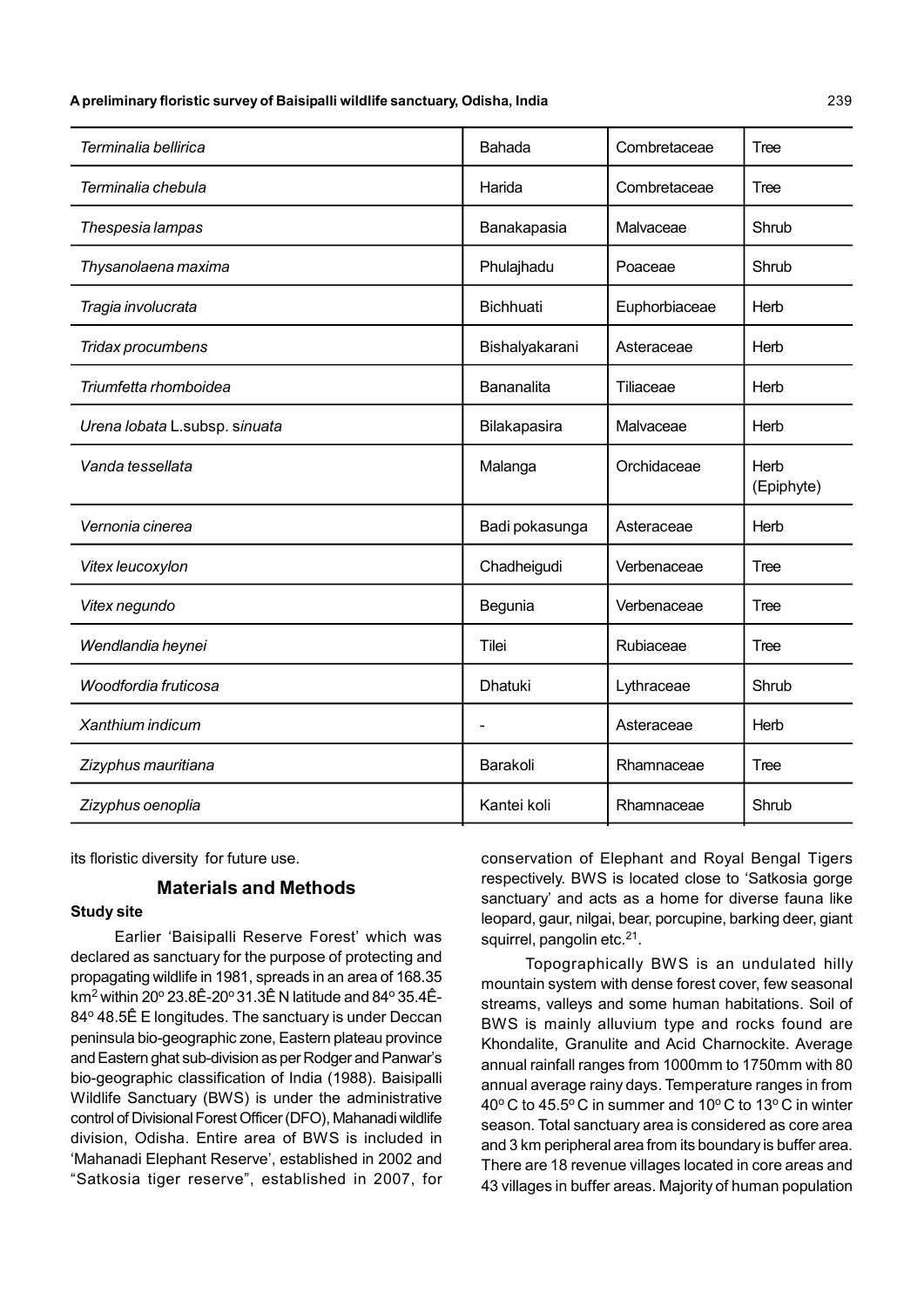| | | | |
|---|---|---|---|
| *Terminalia bellirica* | Bahada | Combretaceae | Tree |
| *Terminalia chebula* | Harida | Combretaceae | Tree |
| *Thespesia lampas* | Banakapasia | Malvaceae | Shrub |
| *Thysanolaena maxima* | Phulajhadu | Poaceae | Shrub |
| *Tragia involucrata* | Bichhuati | Euphorbiaceae | Herb |
| *Tridax procumbens* | Bishalyakarani | Asteraceae | Herb |
| *Triumfetta rhomboidea* | Bananalita | Tiliaceae | Herb |
| *Urena lobata* L.subsp. *sinuata* | Bilakapasira | Malvaceae | Herb |
| *Vanda tessellata* | Malanga | Orchidaceae | Herb (Epiphyte) |
| *Vernonia cinerea* | Badi pokasunga | Asteraceae | Herb |
| *Vitex leucoxylon* | Chadheigudi | Verbenaceae | Tree |
| *Vitex negundo* | Begunia | Verbenaceae | Tree |
| *Wendlandia heynei* | Tilei | Rubiaceae | Tree |
| *Woodfordia fruticosa* | Dhatuki | Lythraceae | Shrub |
| *Xanthium indicum* | - | Asteraceae | Herb |
| *Zizyphus mauritiana* | Barakoli | Rhamnaceae | Tree |
| *Zizyphus oenoplia* | Kantei koli | Rhamnaceae | Shrub |

its floristic diversity for future use.

## Materials and Methods

### Study site

Earlier 'Baisipalli Reserve Forest' which was declared as sanctuary for the purpose of protecting and propagating wildlife in 1981, spreads in an area of 168.35 km$^2$ within 20$^o$ 23.8Ê-20$^o$ 31.3Ê N latitude and 84$^o$ 35.4Ê-84$^o$ 48.5Ê E longitudes. The sanctuary is under Deccan peninsula bio-geographic zone, Eastern plateau province and Eastern ghat sub-division as per Rodger and Panwar's bio-geographic classification of India (1988). Baisipalli Wildlife Sanctuary (BWS) is under the administrative control of Divisional Forest Officer (DFO), Mahanadi wildlife division, Odisha. Entire area of BWS is included in 'Mahanadi Elephant Reserve', established in 2002 and "Satkosia tiger reserve", established in 2007, for conservation of Elephant and Royal Bengal Tigers respectively. BWS is located close to 'Satkosia gorge sanctuary' and acts as a home for diverse fauna like leopard, gaur, nilgai, bear, porcupine, barking deer, giant squirrel, pangolin etc.[21].

Topographically BWS is an undulated hilly mountain system with dense forest cover, few seasonal streams, valleys and some human habitations. Soil of BWS is mainly alluvium type and rocks found are Khondalite, Granulite and Acid Charnockite. Average annual rainfall ranges from 1000mm to 1750mm with 80 annual average rainy days. Temperature ranges in from 40$^o$ C to 45.5$^o$ C in summer and 10$^o$ C to 13$^o$ C in winter season. Total sanctuary area is considered as core area and 3 km peripheral area from its boundary is buffer area. There are 18 revenue villages located in core areas and 43 villages in buffer areas. Majority of human population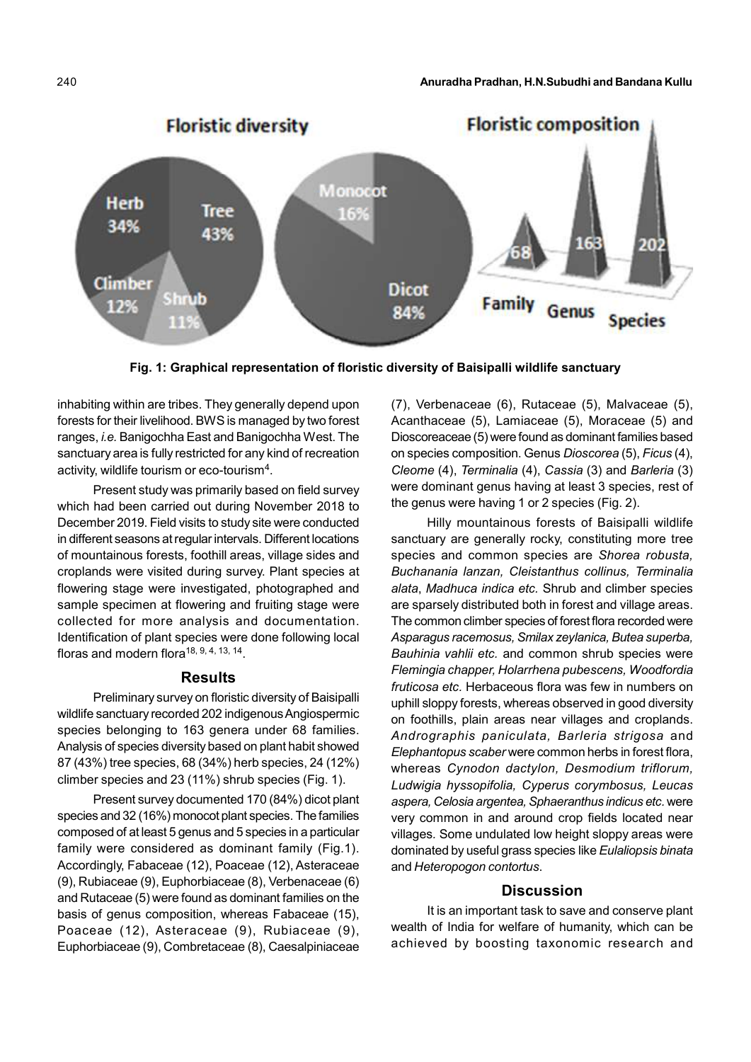Fig. 1: Graphical representation of floristic diversity of Baisipalli wildlife sanctuary

inhabiting within are tribes. They generally depend upon forests for their livelihood. BWS is managed by two forest ranges, *i.e.* Banigochha East and Banigochha West. The sanctuary area is fully restricted for any kind of recreation activity, wildlife tourism or eco-tourism[4].

Present study was primarily based on field survey which had been carried out during November 2018 to December 2019. Field visits to study site were conducted in different seasons at regular intervals. Different locations of mountainous forests, foothill areas, village sides and croplands were visited during survey. Plant species at flowering stage were investigated, photographed and sample specimen at flowering and fruiting stage were collected for more analysis and documentation. Identification of plant species were done following local floras and modern flora[18, 9, 4, 13, 14].

## Results

Preliminary survey on floristic diversity of Baisipalli wildlife sanctuary recorded 202 indigenous Angiospermic species belonging to 163 genera under 68 families. Analysis of species diversity based on plant habit showed 87 (43%) tree species, 68 (34%) herb species, 24 (12%) climber species and 23 (11%) shrub species (Fig. 1).

Present survey documented 170 (84%) dicot plant species and 32 (16%) monocot plant species. The families composed of at least 5 genus and 5 species in a particular family were considered as dominant family (Fig.1). Accordingly, Fabaceae (12), Poaceae (12), Asteraceae (9), Rubiaceae (9), Euphorbiaceae (8), Verbenaceae (6) and Rutaceae (5) were found as dominant families on the basis of genus composition, whereas Fabaceae (15), Poaceae (12), Asteraceae (9), Rubiaceae (9), Euphorbiaceae (9), Combretaceae (8), Caesalpiniaceae (7), Verbenaceae (6), Rutaceae (5), Malvaceae (5), Acanthaceae (5), Lamiaceae (5), Moraceae (5) and Dioscoreaceae (5) were found as dominant families based on species composition. Genus *Dioscorea* (5), *Ficus* (4), *Cleome* (4), *Terminalia* (4), *Cassia* (3) and *Barleria* (3) were dominant genus having at least 3 species, rest of the genus were having 1 or 2 species (Fig. 2).

Hilly mountainous forests of Baisipalli wildlife sanctuary are generally rocky, constituting more tree species and common species are *Shorea robusta, Buchanania lanzan, Cleistanthus collinus, Terminalia alata*, *Madhuca indica etc.* Shrub and climber species are sparsely distributed both in forest and village areas. The common climber species of forest flora recorded were *Asparagus racemosus, Smilax zeylanica, Butea superba, Bauhinia vahlii etc.* and common shrub species were *Flemingia chapper, Holarrhena pubescens, Woodfordia fruticosa etc.* Herbaceous flora was few in numbers on uphill sloppy forests, whereas observed in good diversity on foothills, plain areas near villages and croplands. *Andrographis paniculata, Barleria strigosa* and *Elephantopus scaber* were common herbs in forest flora, whereas *Cynodon dactylon, Desmodium triflorum, Ludwigia hyssopifolia, Cyperus corymbosus, Leucas aspera, Celosia argentea, Sphaeranthus indicus etc.* were very common in and around crop fields located near villages. Some undulated low height sloppy areas were dominated by useful grass species like *Eulaliopsis binata* and *Heteropogon contortus*.

## Discussion

It is an important task to save and conserve plant wealth of India for welfare of humanity, which can be achieved by boosting taxonomic research and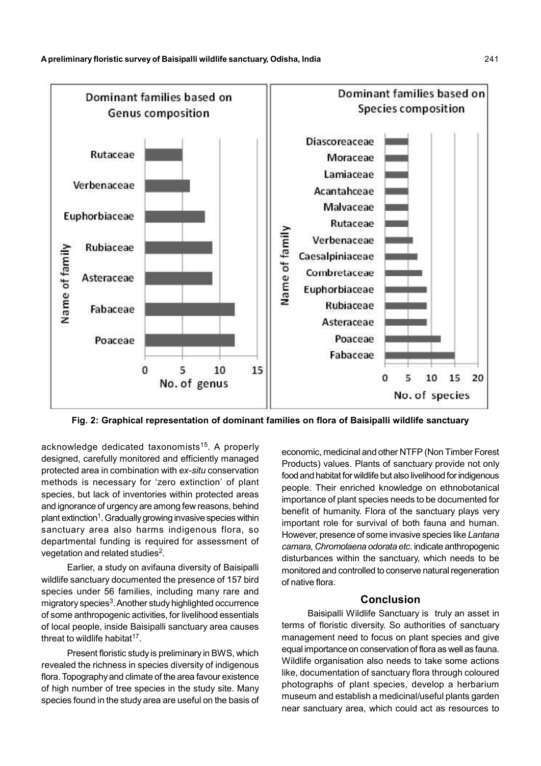Fig. 2: Graphical representation of dominant families on flora of Baisipalli wildlife sanctuary

acknowledge dedicated taxonomists[15]. A properly designed, carefully monitored and efficiently managed protected area in combination with *ex-situ* conservation methods is necessary for 'zero extinction' of plant species, but lack of inventories within protected areas and ignorance of urgency are among few reasons, behind plant extinction[1]. Gradually growing invasive species within sanctuary area also harms indigenous flora, so departmental funding is required for assessment of vegetation and related studies[2].

Earlier, a study on avifauna diversity of Baisipalli wildlife sanctuary documented the presence of 157 bird species under 56 families, including many rare and migratory species[3]. Another study highlighted occurrence of some anthropogenic activities, for livelihood essentials of local people, inside Baisipalli sanctuary area causes threat to wildlife habitat[17].

Present floristic study is preliminary in BWS, which revealed the richness in species diversity of indigenous flora. Topography and climate of the area favour existence of high number of tree species in the study site. Many species found in the study area are useful on the basis of economic, medicinal and other NTFP (Non Timber Forest Products) values. Plants of sanctuary provide not only food and habitat for wildlife but also livelihood for indigenous people. Their enriched knowledge on ethnobotanical importance of plant species needs to be documented for benefit of humanity. Flora of the sanctuary plays very important role for survival of both fauna and human. However, presence of some invasive species like *Lantana camara, Chromolaena odorata etc.* indicate anthropogenic disturbances within the sanctuary, which needs to be monitored and controlled to conserve natural regeneration of native flora.

## Conclusion

Baisipalli Wildlife Sanctuary is truly an asset in terms of floristic diversity. So authorities of sanctuary management need to focus on plant species and give equal importance on conservation of flora as well as fauna. Wildlife organisation also needs to take some actions like, documentation of sanctuary flora through coloured photographs of plant species, develop a herbarium museum and establish a medicinal/useful plants garden near sanctuary area, which could act as resources to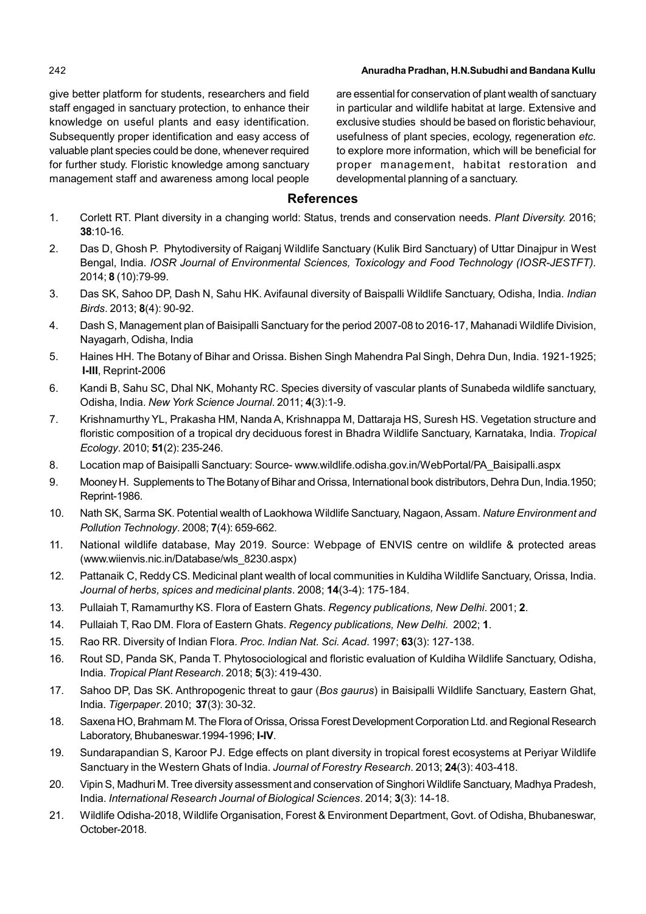give better platform for students, researchers and field staff engaged in sanctuary protection, to enhance their knowledge on useful plants and easy identification. Subsequently proper identification and easy access of valuable plant species could be done, whenever required for further study. Floristic knowledge among sanctuary management staff and awareness among local people are essential for conservation of plant wealth of sanctuary in particular and wildlife habitat at large. Extensive and exclusive studies should be based on floristic behaviour, usefulness of plant species, ecology, regeneration *etc.* to explore more information, which will be beneficial for proper management, habitat restoration and developmental planning of a sanctuary.

## References

1. Corlett RT. Plant diversity in a changing world: Status, trends and conservation needs. *Plant Diversity.* 2016; **38**:10-16.
2. Das D, Ghosh P. Phytodiversity of Raiganj Wildlife Sanctuary (Kulik Bird Sanctuary) of Uttar Dinajpur in West Bengal, India. *IOSR Journal of Environmental Sciences, Toxicology and Food Technology (IOSR-JESTFT).* 2014; **8** (10):79-99.
3. Das SK, Sahoo DP, Dash N, Sahu HK. Avifaunal diversity of Baispalli Wildlife Sanctuary, Odisha, India. *Indian Birds*. 2013; **8**(4): 90-92.
4. Dash S, Management plan of Baisipalli Sanctuary for the period 2007-08 to 2016-17, Mahanadi Wildlife Division, Nayagarh, Odisha, India
5. Haines HH. The Botany of Bihar and Orissa. Bishen Singh Mahendra Pal Singh, Dehra Dun, India. 1921-1925; **I-III**, Reprint-2006
6. Kandi B, Sahu SC, Dhal NK, Mohanty RC. Species diversity of vascular plants of Sunabeda wildlife sanctuary, Odisha, India. *New York Science Journal*. 2011; **4**(3):1-9.
7. Krishnamurthy YL, Prakasha HM, Nanda A, Krishnappa M, Dattaraja HS, Suresh HS. Vegetation structure and floristic composition of a tropical dry deciduous forest in Bhadra Wildlife Sanctuary, Karnataka, India. *Tropical Ecology*. 2010; **51**(2): 235-246.
8. Location map of Baisipalli Sanctuary: Source- www.wildlife.odisha.gov.in/WebPortal/PA_Baisipalli.aspx
9. Mooney H. Supplements to The Botany of Bihar and Orissa, International book distributors, Dehra Dun, India.1950; Reprint-1986.
10. Nath SK, Sarma SK. Potential wealth of Laokhowa Wildlife Sanctuary, Nagaon, Assam. *Nature Environment and Pollution Technology*. 2008; **7**(4): 659-662.
11. National wildlife database, May 2019. Source: Webpage of ENVIS centre on wildlife & protected areas (www.wiienvis.nic.in/Database/wls_8230.aspx)
12. Pattanaik C, Reddy CS. Medicinal plant wealth of local communities in Kuldiha Wildlife Sanctuary, Orissa, India. *Journal of herbs, spices and medicinal plants*. 2008; **14**(3-4): 175-184.
13. Pullaiah T, Ramamurthy KS. Flora of Eastern Ghats. *Regency publications, New Delhi*. 2001; **2**.
14. Pullaiah T, Rao DM. Flora of Eastern Ghats. *Regency publications, New Delhi*. 2002; **1**.
15. Rao RR. Diversity of Indian Flora. *Proc. Indian Nat. Sci. Acad*. 1997; **63**(3): 127-138.
16. Rout SD, Panda SK, Panda T. Phytosociological and floristic evaluation of Kuldiha Wildlife Sanctuary, Odisha, India. *Tropical Plant Research*. 2018; **5**(3): 419-430.
17. Sahoo DP, Das SK. Anthropogenic threat to gaur (*Bos gaurus*) in Baisipalli Wildlife Sanctuary, Eastern Ghat, India. *Tigerpaper*. 2010; **37**(3): 30-32.
18. Saxena HO, Brahmam M. The Flora of Orissa, Orissa Forest Development Corporation Ltd. and Regional Research Laboratory, Bhubaneswar.1994-1996; **I-IV**.
19. Sundarapandian S, Karoor PJ. Edge effects on plant diversity in tropical forest ecosystems at Periyar Wildlife Sanctuary in the Western Ghats of India. *Journal of Forestry Research*. 2013; **24**(3): 403-418.
20. Vipin S, Madhuri M. Tree diversity assessment and conservation of Singhori Wildlife Sanctuary, Madhya Pradesh, India. *International Research Journal of Biological Sciences*. 2014; **3**(3): 14-18.
21. Wildlife Odisha-2018, Wildlife Organisation, Forest & Environment Department, Govt. of Odisha, Bhubaneswar, October-2018.